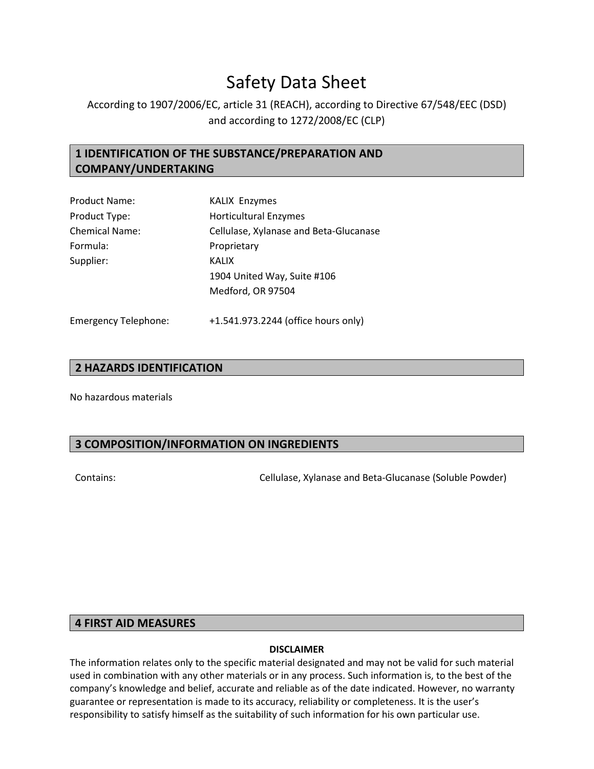# Safety Data Sheet

According to 1907/2006/EC, article 31 (REACH), according to Directive 67/548/EEC (DSD) and according to 1272/2008/EC (CLP)

## 1 IDENTIFICATION OF THE SUBSTANCE/PREPARATION AND COMPANY/UNDERTAKING

| | |
|---|---|
| Product Name: | KALIX Enzymes |
| Product Type: | Horticultural Enzymes |
| Chemical Name: | Cellulase, Xylanase and Beta-Glucanase |
| Formula: | Proprietary |
| Supplier: | KALIX<br>1904 United Way, Suite #106<br>Medford, OR 97504 |
| Emergency Telephone: | +1.541.973.2244 (office hours only) |

## 2 HAZARDS IDENTIFICATION

No hazardous materials

## 3 COMPOSITION/INFORMATION ON INGREDIENTS

Contains: Cellulase, Xylanase and Beta-Glucanase (Soluble Powder)

## 4 FIRST AID MEASURES

**DISCLAIMER**

The information relates only to the specific material designated and may not be valid for such material used in combination with any other materials or in any process. Such information is, to the best of the company's knowledge and belief, accurate and reliable as of the date indicated. However, no warranty guarantee or representation is made to its accuracy, reliability or completeness. It is the user's responsibility to satisfy himself as the suitability of such information for his own particular use.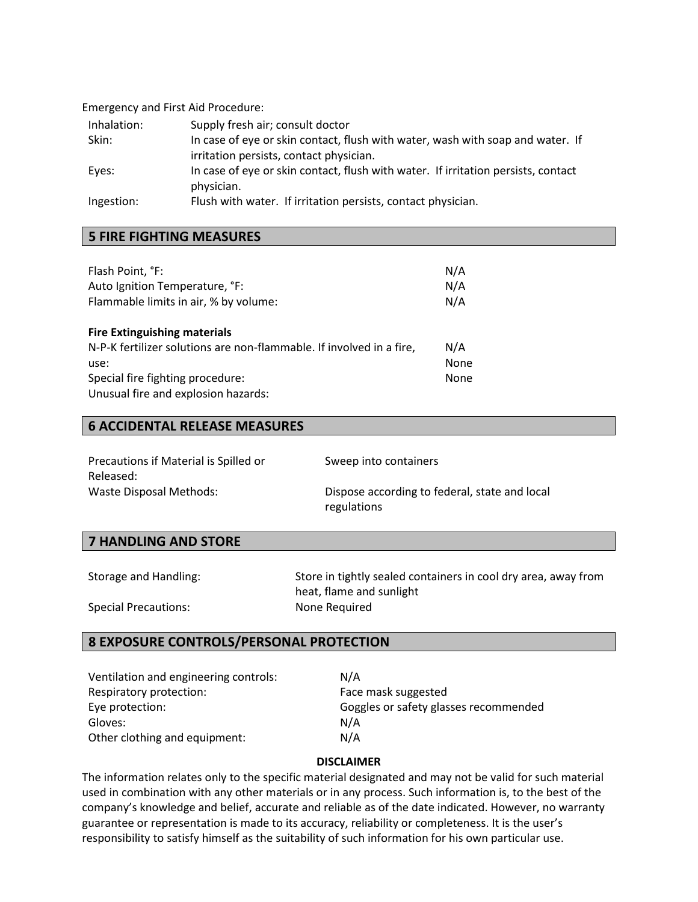Emergency and First Aid Procedure:

| | |
|---|---|
| Inhalation: | Supply fresh air; consult doctor |
| Skin: | In case of eye or skin contact, flush with water, wash with soap and water. If irritation persists, contact physician. |
| Eyes: | In case of eye or skin contact, flush with water. If irritation persists, contact physician. |
| Ingestion: | Flush with water. If irritation persists, contact physician. |

## 5 FIRE FIGHTING MEASURES

| | |
|---|---|
| Flash Point, °F: | N/A |
| Auto Ignition Temperature, °F: | N/A |
| Flammable limits in air, % by volume: | N/A |

**Fire Extinguishing materials**

| | |
|---|---|
| N-P-K fertilizer solutions are non-flammable. If involved in a fire, use: | N/A |
| Special fire fighting procedure: | None |
| Unusual fire and explosion hazards: | None |

## 6 ACCIDENTAL RELEASE MEASURES

| | |
|---|---|
| Precautions if Material is Spilled or Released: | Sweep into containers |
| Waste Disposal Methods: | Dispose according to federal, state and local regulations |

## 7 HANDLING AND STORE

| | |
|---|---|
| Storage and Handling: | Store in tightly sealed containers in cool dry area, away from heat, flame and sunlight |
| Special Precautions: | None Required |

## 8 EXPOSURE CONTROLS/PERSONAL PROTECTION

| | |
|---|---|
| Ventilation and engineering controls: | N/A |
| Respiratory protection: | Face mask suggested |
| Eye protection: | Goggles or safety glasses recommended |
| Gloves: | N/A |
| Other clothing and equipment: | N/A |

**DISCLAIMER**

The information relates only to the specific material designated and may not be valid for such material used in combination with any other materials or in any process. Such information is, to the best of the company's knowledge and belief, accurate and reliable as of the date indicated. However, no warranty guarantee or representation is made to its accuracy, reliability or completeness. It is the user's responsibility to satisfy himself as the suitability of such information for his own particular use.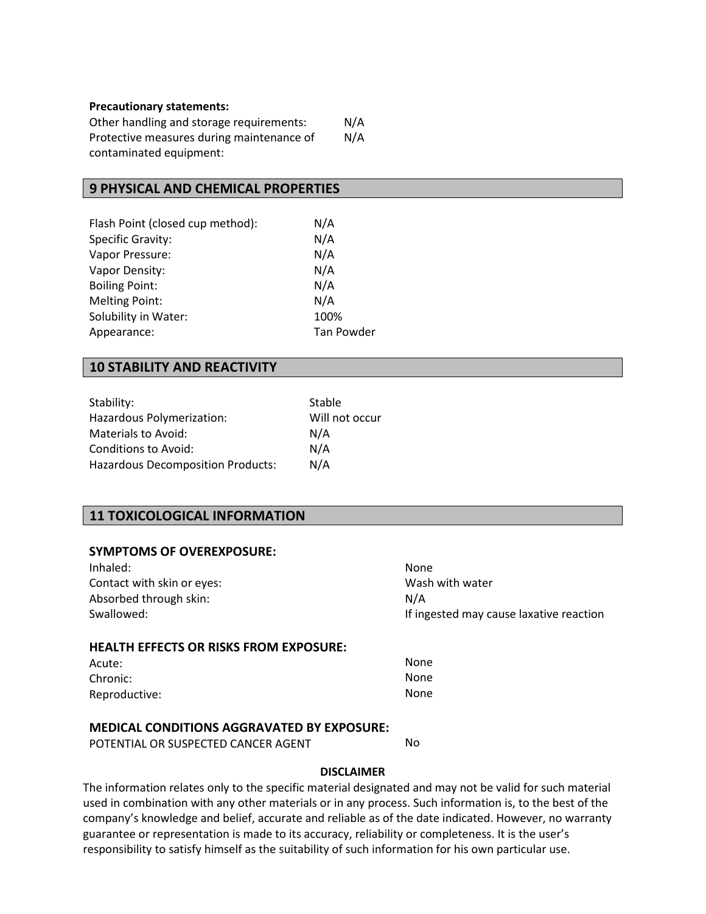**Precautionary statements:**

| | |
|---|---|
| Other handling and storage requirements: | N/A |
| Protective measures during maintenance of contaminated equipment: | N/A |

## 9 PHYSICAL AND CHEMICAL PROPERTIES

| | |
|---|---|
| Flash Point (closed cup method): | N/A |
| Specific Gravity: | N/A |
| Vapor Pressure: | N/A |
| Vapor Density: | N/A |
| Boiling Point: | N/A |
| Melting Point: | N/A |
| Solubility in Water: | 100% |
| Appearance: | Tan Powder |

## 10 STABILITY AND REACTIVITY

| | |
|---|---|
| Stability: | Stable |
| Hazardous Polymerization: | Will not occur |
| Materials to Avoid: | N/A |
| Conditions to Avoid: | N/A |
| Hazardous Decomposition Products: | N/A |

## 11 TOXICOLOGICAL INFORMATION

### SYMPTOMS OF OVEREXPOSURE:

| | |
|---|---|
| Inhaled: | None |
| Contact with skin or eyes: | Wash with water |
| Absorbed through skin: | N/A |
| Swallowed: | If ingested may cause laxative reaction |

### HEALTH EFFECTS OR RISKS FROM EXPOSURE:

| | |
|---|---|
| Acute: | None |
| Chronic: | None |
| Reproductive: | None |

### MEDICAL CONDITIONS AGGRAVATED BY EXPOSURE:

| | |
|---|---|
| POTENTIAL OR SUSPECTED CANCER AGENT | No |

**DISCLAIMER**

The information relates only to the specific material designated and may not be valid for such material used in combination with any other materials or in any process. Such information is, to the best of the company's knowledge and belief, accurate and reliable as of the date indicated. However, no warranty guarantee or representation is made to its accuracy, reliability or completeness. It is the user's responsibility to satisfy himself as the suitability of such information for his own particular use.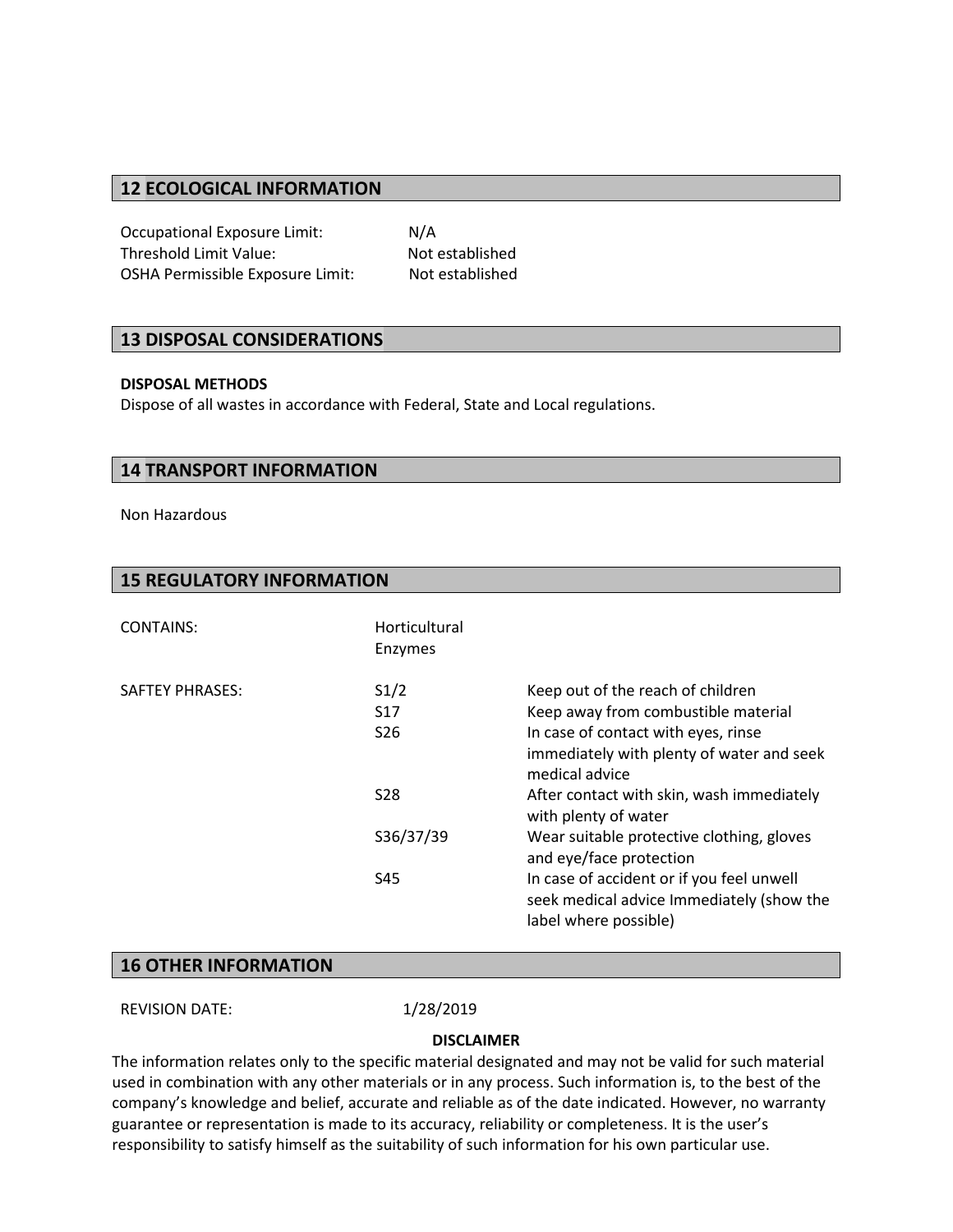## 12 ECOLOGICAL INFORMATION

| | |
|---|---|
| Occupational Exposure Limit: | N/A |
| Threshold Limit Value: | Not established |
| OSHA Permissible Exposure Limit: | Not established |

## 13 DISPOSAL CONSIDERATIONS

**DISPOSAL METHODS**

Dispose of all wastes in accordance with Federal, State and Local regulations.

## 14 TRANSPORT INFORMATION

Non Hazardous

## 15 REGULATORY INFORMATION

| | | |
|---|---|---|
| CONTAINS: | Horticultural Enzymes | |
| SAFTEY PHRASES: | S1/2 | Keep out of the reach of children |
| | S17 | Keep away from combustible material |
| | S26 | In case of contact with eyes, rinse immediately with plenty of water and seek medical advice |
| | S28 | After contact with skin, wash immediately with plenty of water |
| | S36/37/39 | Wear suitable protective clothing, gloves and eye/face protection |
| | S45 | In case of accident or if you feel unwell seek medical advice Immediately (show the label where possible) |

## 16 OTHER INFORMATION

REVISION DATE: 1/28/2019

**DISCLAIMER**

The information relates only to the specific material designated and may not be valid for such material used in combination with any other materials or in any process. Such information is, to the best of the company's knowledge and belief, accurate and reliable as of the date indicated. However, no warranty guarantee or representation is made to its accuracy, reliability or completeness. It is the user's responsibility to satisfy himself as the suitability of such information for his own particular use.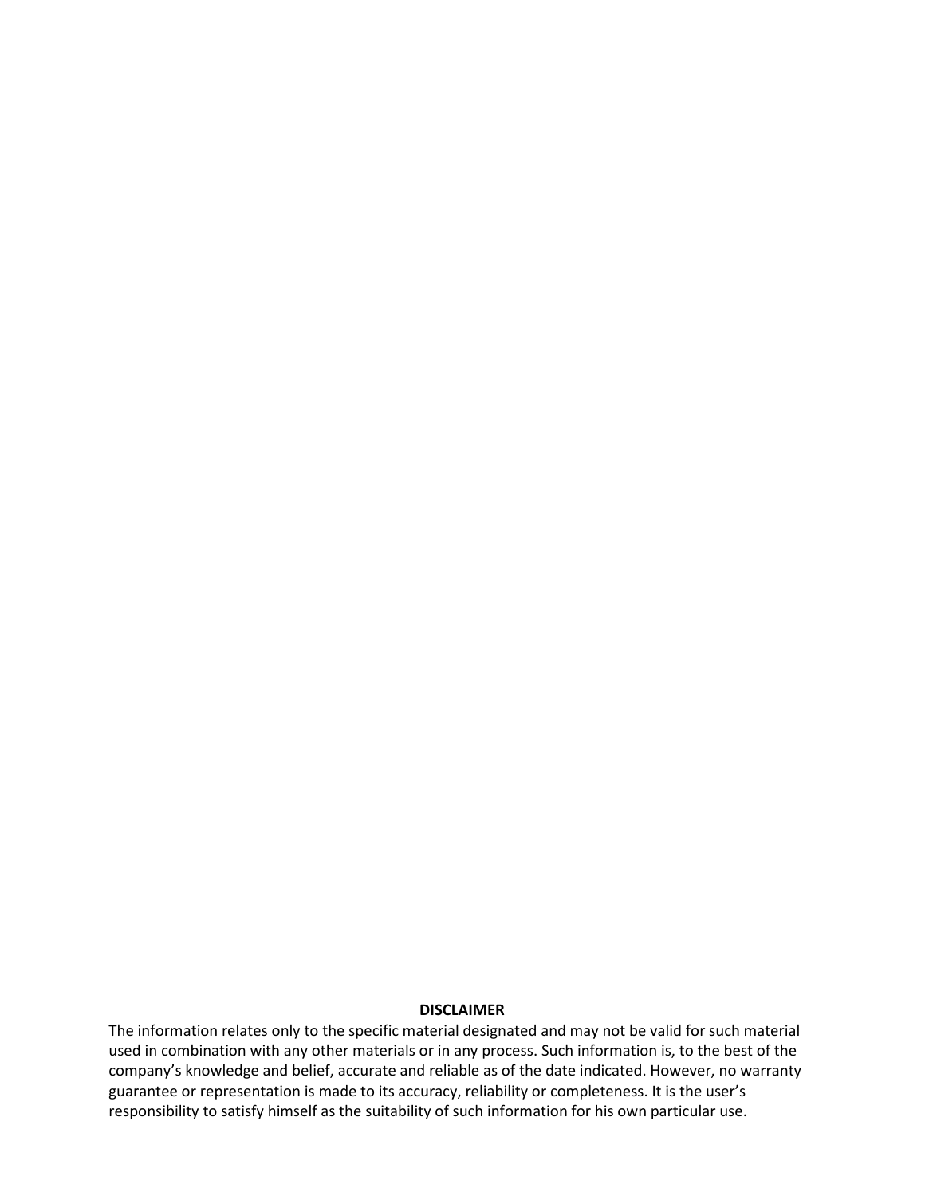**DISCLAIMER**

The information relates only to the specific material designated and may not be valid for such material used in combination with any other materials or in any process. Such information is, to the best of the company's knowledge and belief, accurate and reliable as of the date indicated. However, no warranty guarantee or representation is made to its accuracy, reliability or completeness. It is the user's responsibility to satisfy himself as the suitability of such information for his own particular use.